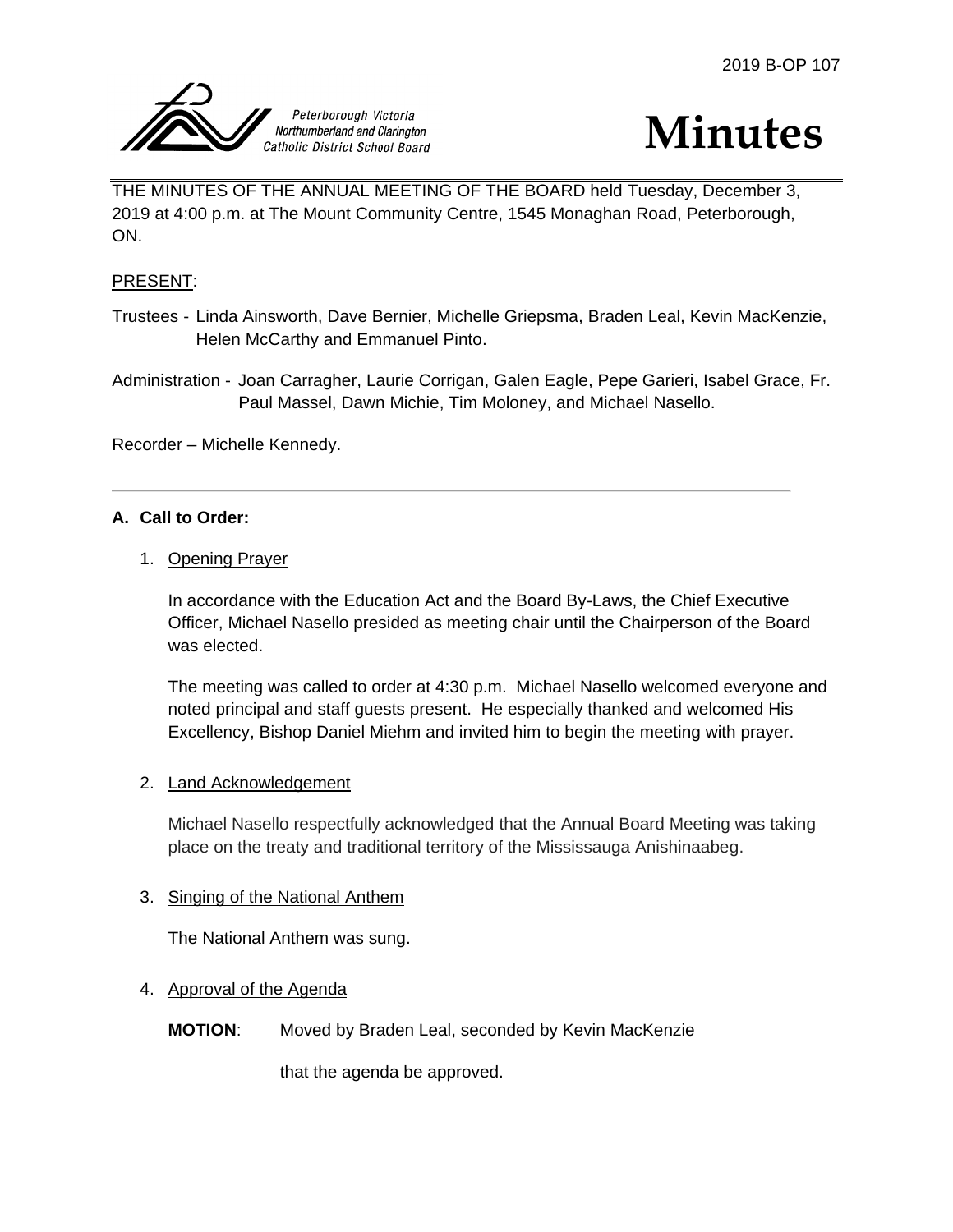2019 B-OP 107

Peterborough Victoria Northumberland and Clarington Catholic District School Board

# Minutes

THE MINUTES OF THE ANNUAL MEETING OF THE BOARD held Tuesday, December 3, 2019 at 4:00 p.m. at The Mount Community Centre, 1545 Monaghan Road, Peterborough, ON.

PRESENT:

Trustees - Linda Ainsworth, Dave Bernier, Michelle Griepsma, Braden Leal, Kevin MacKenzie, Helen McCarthy and Emmanuel Pinto.

Administration - Joan Carragher, Laurie Corrigan, Galen Eagle, Pepe Garieri, Isabel Grace, Fr. Paul Massel, Dawn Michie, Tim Moloney, and Michael Nasello.

Recorder – Michelle Kennedy.

---

**A. Call to Order:**

1. Opening Prayer

   In accordance with the Education Act and the Board By-Laws, the Chief Executive Officer, Michael Nasello presided as meeting chair until the Chairperson of the Board was elected.

   The meeting was called to order at 4:30 p.m. Michael Nasello welcomed everyone and noted principal and staff guests present. He especially thanked and welcomed His Excellency, Bishop Daniel Miehm and invited him to begin the meeting with prayer.

2. Land Acknowledgement

   Michael Nasello respectfully acknowledged that the Annual Board Meeting was taking place on the treaty and traditional territory of the Mississauga Anishinaabeg.

3. Singing of the National Anthem

   The National Anthem was sung.

4. Approval of the Agenda

   **MOTION**: Moved by Braden Leal, seconded by Kevin MacKenzie

   that the agenda be approved.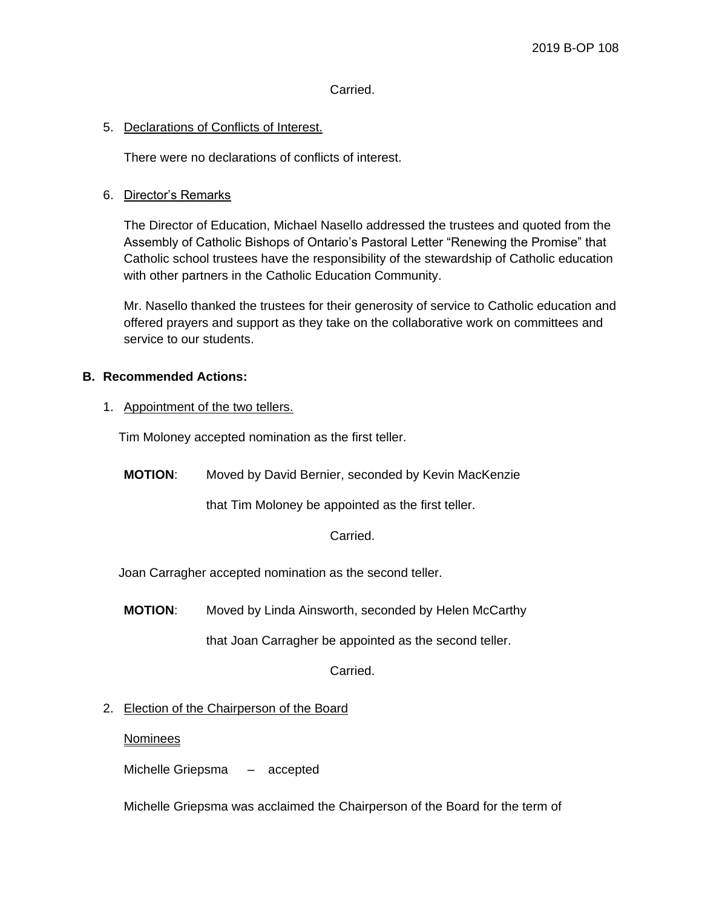Carried.

5. Declarations of Conflicts of Interest.

   There were no declarations of conflicts of interest.

6. Director's Remarks

   The Director of Education, Michael Nasello addressed the trustees and quoted from the Assembly of Catholic Bishops of Ontario's Pastoral Letter "Renewing the Promise" that Catholic school trustees have the responsibility of the stewardship of Catholic education with other partners in the Catholic Education Community.

   Mr. Nasello thanked the trustees for their generosity of service to Catholic education and offered prayers and support as they take on the collaborative work on committees and service to our students.

**B. Recommended Actions:**

1. Appointment of the two tellers.

   Tim Moloney accepted nomination as the first teller.

   **MOTION**: Moved by David Bernier, seconded by Kevin MacKenzie

   that Tim Moloney be appointed as the first teller.

   Carried.

   Joan Carragher accepted nomination as the second teller.

   **MOTION**: Moved by Linda Ainsworth, seconded by Helen McCarthy

   that Joan Carragher be appointed as the second teller.

   Carried.

2. Election of the Chairperson of the Board

   Nominees

   Michelle Griepsma – accepted

   Michelle Griepsma was acclaimed the Chairperson of the Board for the term of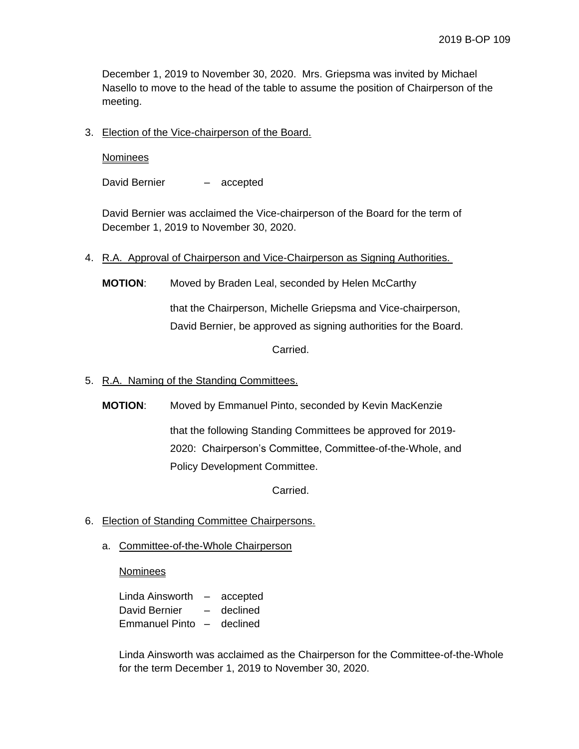December 1, 2019 to November 30, 2020. Mrs. Griepsma was invited by Michael Nasello to move to the head of the table to assume the position of Chairperson of the meeting.

3. Election of the Vice-chairperson of the Board.

   Nominees

   David Bernier – accepted

   David Bernier was acclaimed the Vice-chairperson of the Board for the term of December 1, 2019 to November 30, 2020.

4. R.A. Approval of Chairperson and Vice-Chairperson as Signing Authorities.

   **MOTION**: Moved by Braden Leal, seconded by Helen McCarthy

   that the Chairperson, Michelle Griepsma and Vice-chairperson, David Bernier, be approved as signing authorities for the Board.

   Carried.

5. R.A. Naming of the Standing Committees.

   **MOTION**: Moved by Emmanuel Pinto, seconded by Kevin MacKenzie

   that the following Standing Committees be approved for 2019-2020: Chairperson's Committee, Committee-of-the-Whole, and Policy Development Committee.

   Carried.

6. Election of Standing Committee Chairpersons.

   a. Committee-of-the-Whole Chairperson

      Nominees

      Linda Ainsworth – accepted
      David Bernier – declined
      Emmanuel Pinto – declined

      Linda Ainsworth was acclaimed as the Chairperson for the Committee-of-the-Whole for the term December 1, 2019 to November 30, 2020.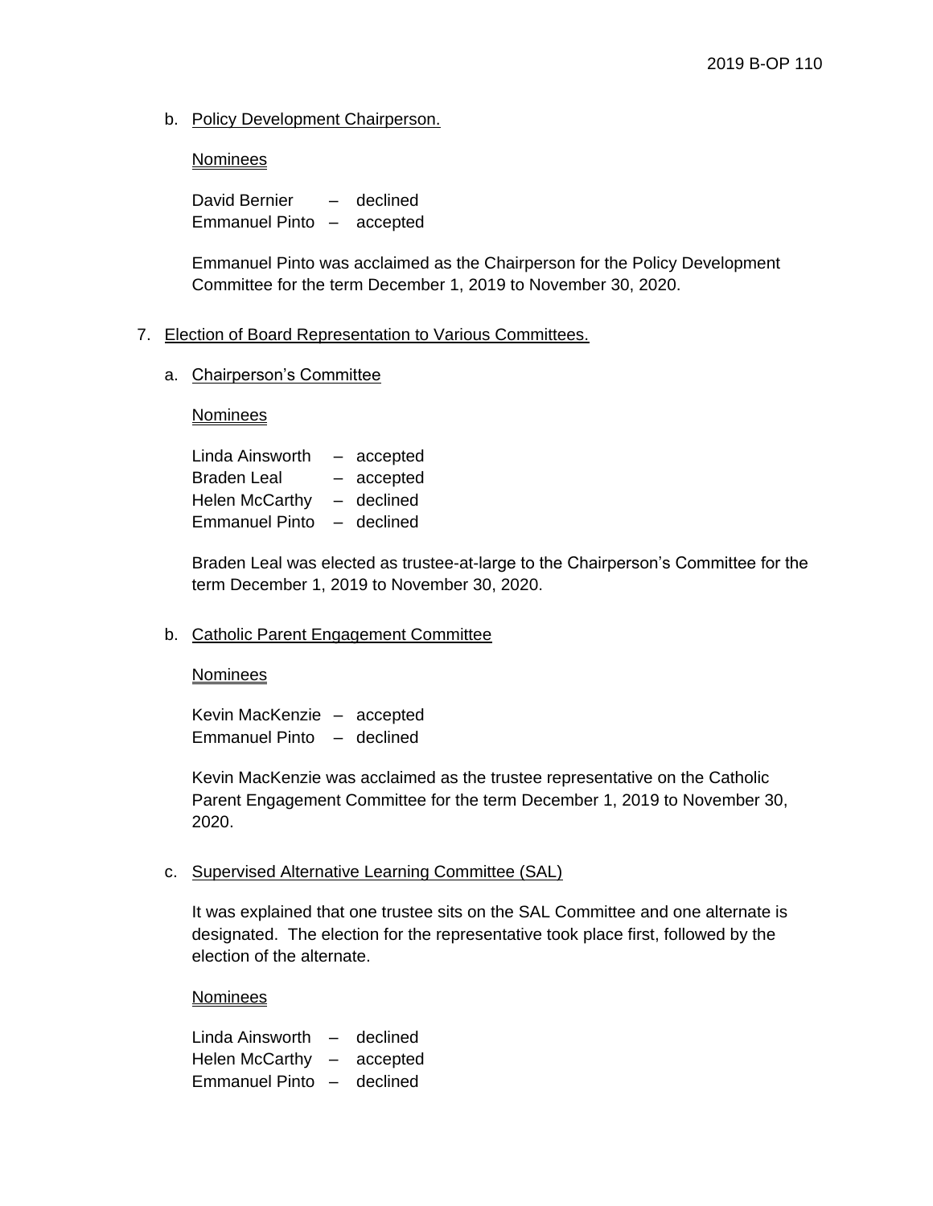b. Policy Development Chairperson.

Nominees

David Bernier – declined
Emmanuel Pinto – accepted

Emmanuel Pinto was acclaimed as the Chairperson for the Policy Development Committee for the term December 1, 2019 to November 30, 2020.

7. Election of Board Representation to Various Committees.

a. Chairperson's Committee

Nominees

Linda Ainsworth – accepted
Braden Leal – accepted
Helen McCarthy – declined
Emmanuel Pinto – declined

Braden Leal was elected as trustee-at-large to the Chairperson's Committee for the term December 1, 2019 to November 30, 2020.

b. Catholic Parent Engagement Committee

Nominees

Kevin MacKenzie – accepted
Emmanuel Pinto – declined

Kevin MacKenzie was acclaimed as the trustee representative on the Catholic Parent Engagement Committee for the term December 1, 2019 to November 30, 2020.

c. Supervised Alternative Learning Committee (SAL)

It was explained that one trustee sits on the SAL Committee and one alternate is designated. The election for the representative took place first, followed by the election of the alternate.

Nominees

Linda Ainsworth – declined
Helen McCarthy – accepted
Emmanuel Pinto – declined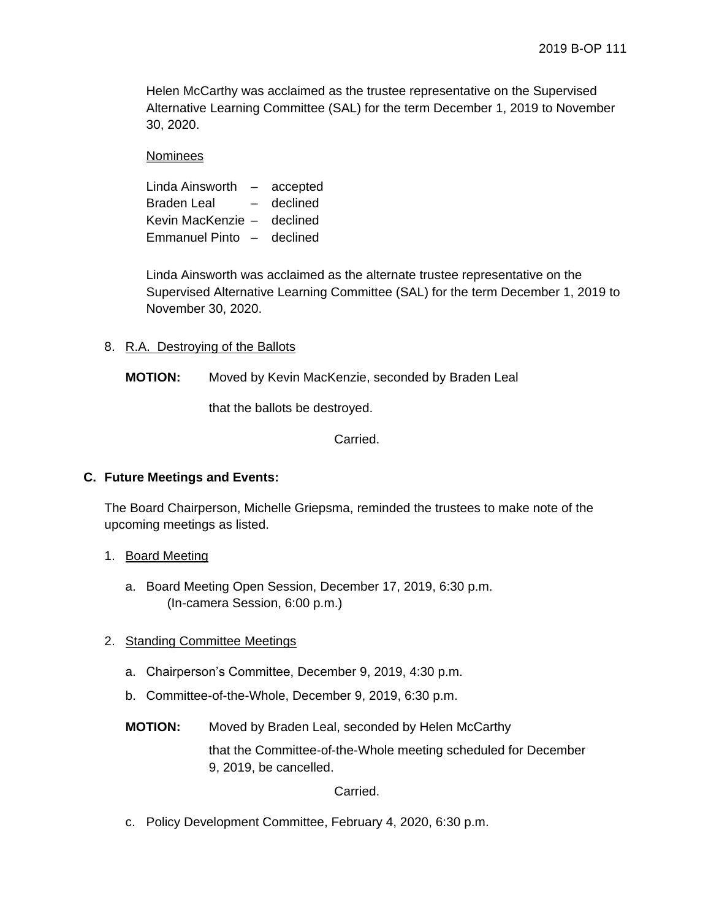Helen McCarthy was acclaimed as the trustee representative on the Supervised Alternative Learning Committee (SAL) for the term December 1, 2019 to November 30, 2020.

Nominees

Linda Ainsworth – accepted
Braden Leal – declined
Kevin MacKenzie – declined
Emmanuel Pinto – declined

Linda Ainsworth was acclaimed as the alternate trustee representative on the Supervised Alternative Learning Committee (SAL) for the term December 1, 2019 to November 30, 2020.

8. R.A. Destroying of the Ballots

**MOTION:** Moved by Kevin MacKenzie, seconded by Braden Leal

that the ballots be destroyed.

Carried.

## C. Future Meetings and Events:

The Board Chairperson, Michelle Griepsma, reminded the trustees to make note of the upcoming meetings as listed.

1. Board Meeting

   a. Board Meeting Open Session, December 17, 2019, 6:30 p.m.
      (In-camera Session, 6:00 p.m.)

2. Standing Committee Meetings

   a. Chairperson's Committee, December 9, 2019, 4:30 p.m.

   b. Committee-of-the-Whole, December 9, 2019, 6:30 p.m.

**MOTION:** Moved by Braden Leal, seconded by Helen McCarthy

that the Committee-of-the-Whole meeting scheduled for December 9, 2019, be cancelled.

Carried.

   c. Policy Development Committee, February 4, 2020, 6:30 p.m.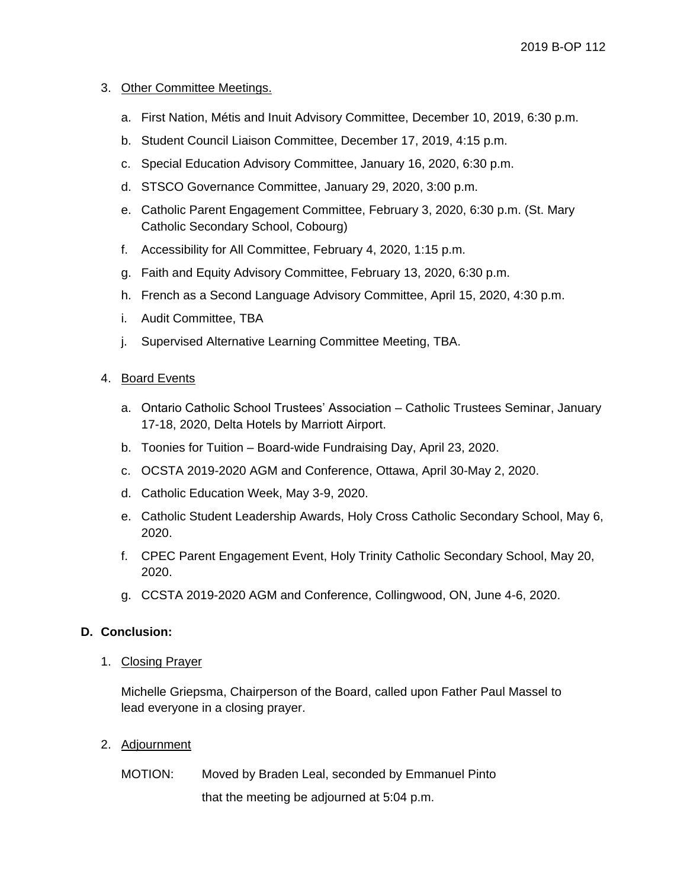3. Other Committee Meetings.

   a. First Nation, Métis and Inuit Advisory Committee, December 10, 2019, 6:30 p.m.

   b. Student Council Liaison Committee, December 17, 2019, 4:15 p.m.

   c. Special Education Advisory Committee, January 16, 2020, 6:30 p.m.

   d. STSCO Governance Committee, January 29, 2020, 3:00 p.m.

   e. Catholic Parent Engagement Committee, February 3, 2020, 6:30 p.m. (St. Mary Catholic Secondary School, Cobourg)

   f. Accessibility for All Committee, February 4, 2020, 1:15 p.m.

   g. Faith and Equity Advisory Committee, February 13, 2020, 6:30 p.m.

   h. French as a Second Language Advisory Committee, April 15, 2020, 4:30 p.m.

   i. Audit Committee, TBA

   j. Supervised Alternative Learning Committee Meeting, TBA.

4. Board Events

   a. Ontario Catholic School Trustees' Association – Catholic Trustees Seminar, January 17-18, 2020, Delta Hotels by Marriott Airport.

   b. Toonies for Tuition – Board-wide Fundraising Day, April 23, 2020.

   c. OCSTA 2019-2020 AGM and Conference, Ottawa, April 30-May 2, 2020.

   d. Catholic Education Week, May 3-9, 2020.

   e. Catholic Student Leadership Awards, Holy Cross Catholic Secondary School, May 6, 2020.

   f. CPEC Parent Engagement Event, Holy Trinity Catholic Secondary School, May 20, 2020.

   g. CCSTA 2019-2020 AGM and Conference, Collingwood, ON, June 4-6, 2020.

**D. Conclusion:**

1. Closing Prayer

   Michelle Griepsma, Chairperson of the Board, called upon Father Paul Massel to lead everyone in a closing prayer.

2. Adjournment

   MOTION: Moved by Braden Leal, seconded by Emmanuel Pinto that the meeting be adjourned at 5:04 p.m.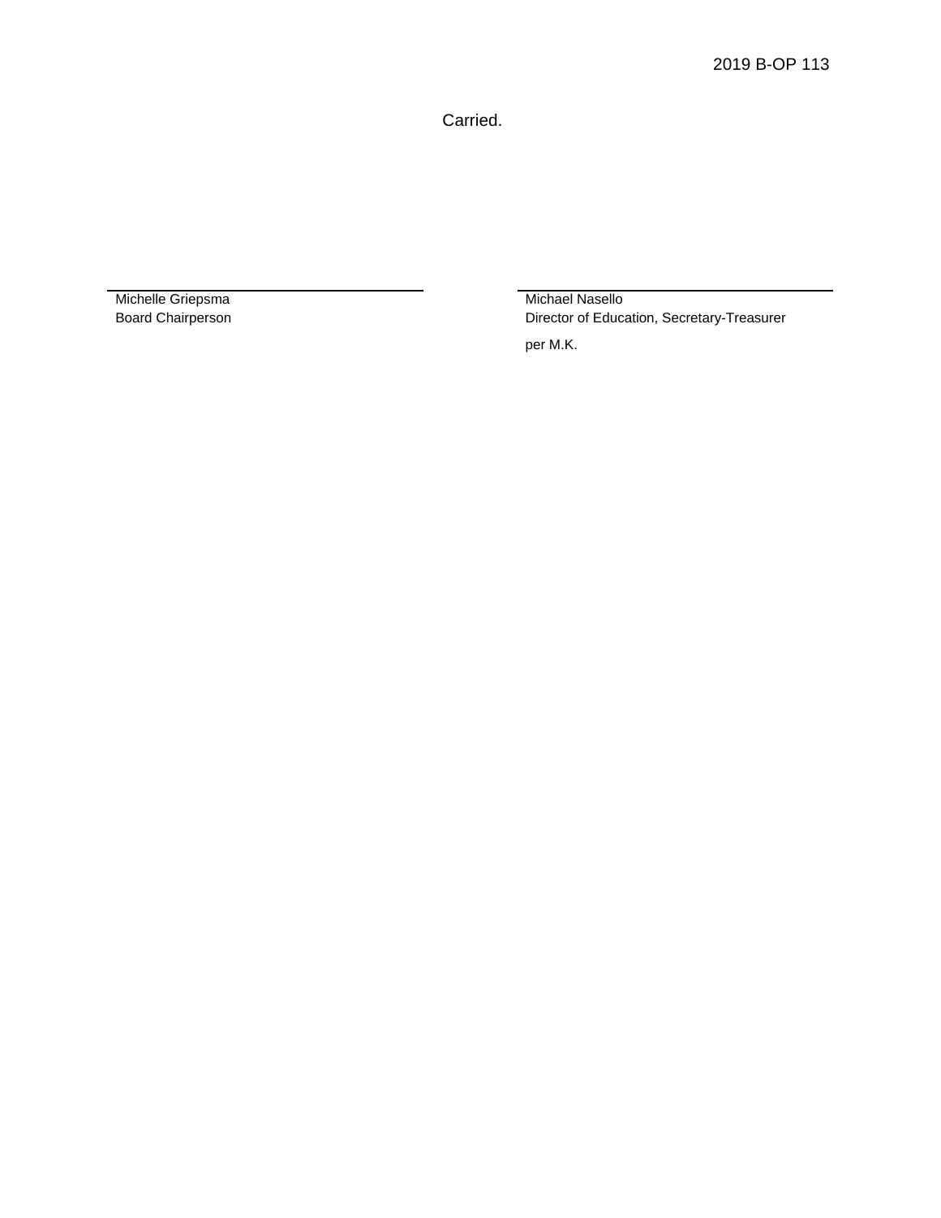Carried.

Michelle Griepsma
Board Chairperson

Michael Nasello
Director of Education, Secretary-Treasurer

per M.K.